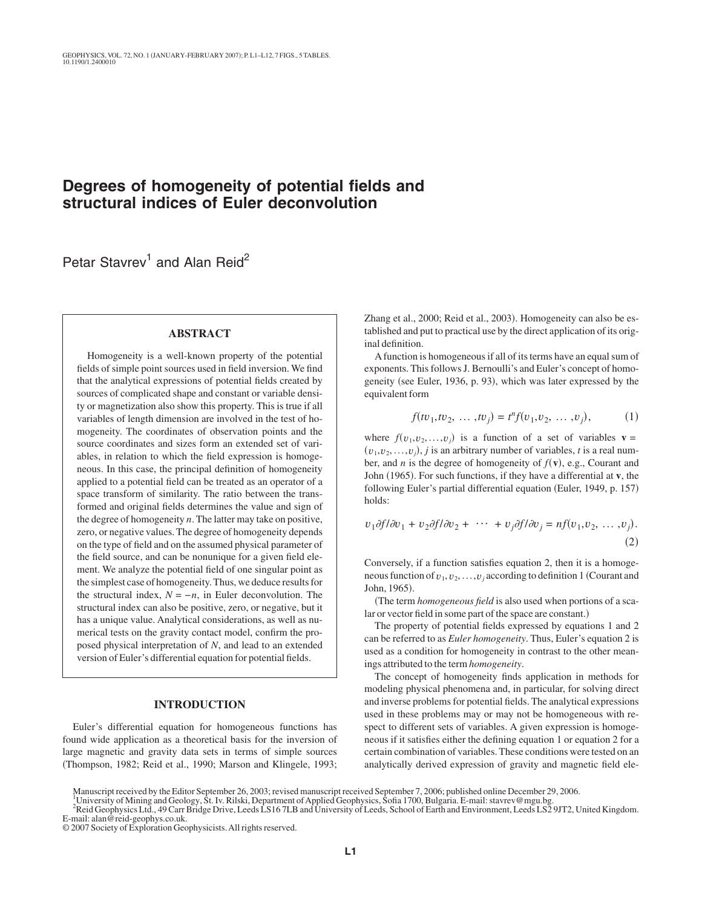# Degrees of homogeneity of potential fields and structural indices of Euler deconvolution

Petar Stavrev[1] and Alan Reid[2]

## ABSTRACT

Homogeneity is a well-known property of the potential fields of simple point sources used in field inversion. We find that the analytical expressions of potential fields created by sources of complicated shape and constant or variable density or magnetization also show this property. This is true if all variables of length dimension are involved in the test of homogeneity. The coordinates of observation points and the source coordinates and sizes form an extended set of variables, in relation to which the field expression is homogeneous. In this case, the principal definition of homogeneity applied to a potential field can be treated as an operator of a space transform of similarity. The ratio between the transformed and original fields determines the value and sign of the degree of homogeneity $n$. The latter may take on positive, zero, or negative values. The degree of homogeneity depends on the type of field and on the assumed physical parameter of the field source, and can be nonunique for a given field element. We analyze the potential field of one singular point as the simplest case of homogeneity. Thus, we deduce results for the structural index, $N = -n$, in Euler deconvolution. The structural index can also be positive, zero, or negative, but it has a unique value. Analytical considerations, as well as numerical tests on the gravity contact model, confirm the proposed physical interpretation of $N$, and lead to an extended version of Euler's differential equation for potential fields.

## INTRODUCTION

Euler's differential equation for homogeneous functions has found wide application as a theoretical basis for the inversion of large magnetic and gravity data sets in terms of simple sources (Thompson, 1982; Reid et al., 1990; Marson and Klingele, 1993; Zhang et al., 2000; Reid et al., 2003). Homogeneity can also be established and put to practical use by the direct application of its original definition.

A function is homogeneous if all of its terms have an equal sum of exponents. This follows J. Bernoulli's and Euler's concept of homogeneity (see Euler, 1936, p. 93), which was later expressed by the equivalent form

$$f(tv_1, tv_2, \ldots, tv_j) = t^n f(v_1, v_2, \ldots, v_j), \tag{1}$$

where $f(v_1, v_2, \ldots, v_j)$ is a function of a set of variables $\mathbf{v} = (v_1, v_2, \ldots, v_j)$, $j$ is an arbitrary number of variables, $t$ is a real number, and $n$ is the degree of homogeneity of $f(\mathbf{v})$, e.g., Courant and John (1965). For such functions, if they have a differential at $\mathbf{v}$, the following Euler's partial differential equation (Euler, 1949, p. 157) holds:

$$v_1 \partial f/\partial v_1 + v_2 \partial f/\partial v_2 + \cdots + v_j \partial f/\partial v_j = nf(v_1, v_2, \ldots, v_j). \tag{2}$$

Conversely, if a function satisfies equation 2, then it is a homogeneous function of $v_1, v_2, \ldots, v_j$ according to definition 1 (Courant and John, 1965).

(The term *homogeneous field* is also used when portions of a scalar or vector field in some part of the space are constant.)

The property of potential fields expressed by equations 1 and 2 can be referred to as *Euler homogeneity*. Thus, Euler's equation 2 is used as a condition for homogeneity in contrast to the other meanings attributed to the term *homogeneity*.

The concept of homogeneity finds application in methods for modeling physical phenomena and, in particular, for solving direct and inverse problems for potential fields. The analytical expressions used in these problems may or may not be homogeneous with respect to different sets of variables. A given expression is homogeneous if it satisfies either the defining equation 1 or equation 2 for a certain combination of variables. These conditions were tested on an analytically derived expression of gravity and magnetic field ele-

Manuscript received by the Editor September 26, 2003; revised manuscript received September 7, 2006; published online December 29, 2006.

[1]University of Mining and Geology, St. Iv. Rilski, Department of Applied Geophysics, Sofia 1700, Bulgaria. E-mail: stavrev@mgu.bg.

[2]Reid Geophysics Ltd., 49 Carr Bridge Drive, Leeds LS16 7LB and University of Leeds, School of Earth and Environment, Leeds LS2 9JT2, United Kingdom. E-mail: alan@reid-geophys.co.uk.

© 2007 Society of Exploration Geophysicists. All rights reserved.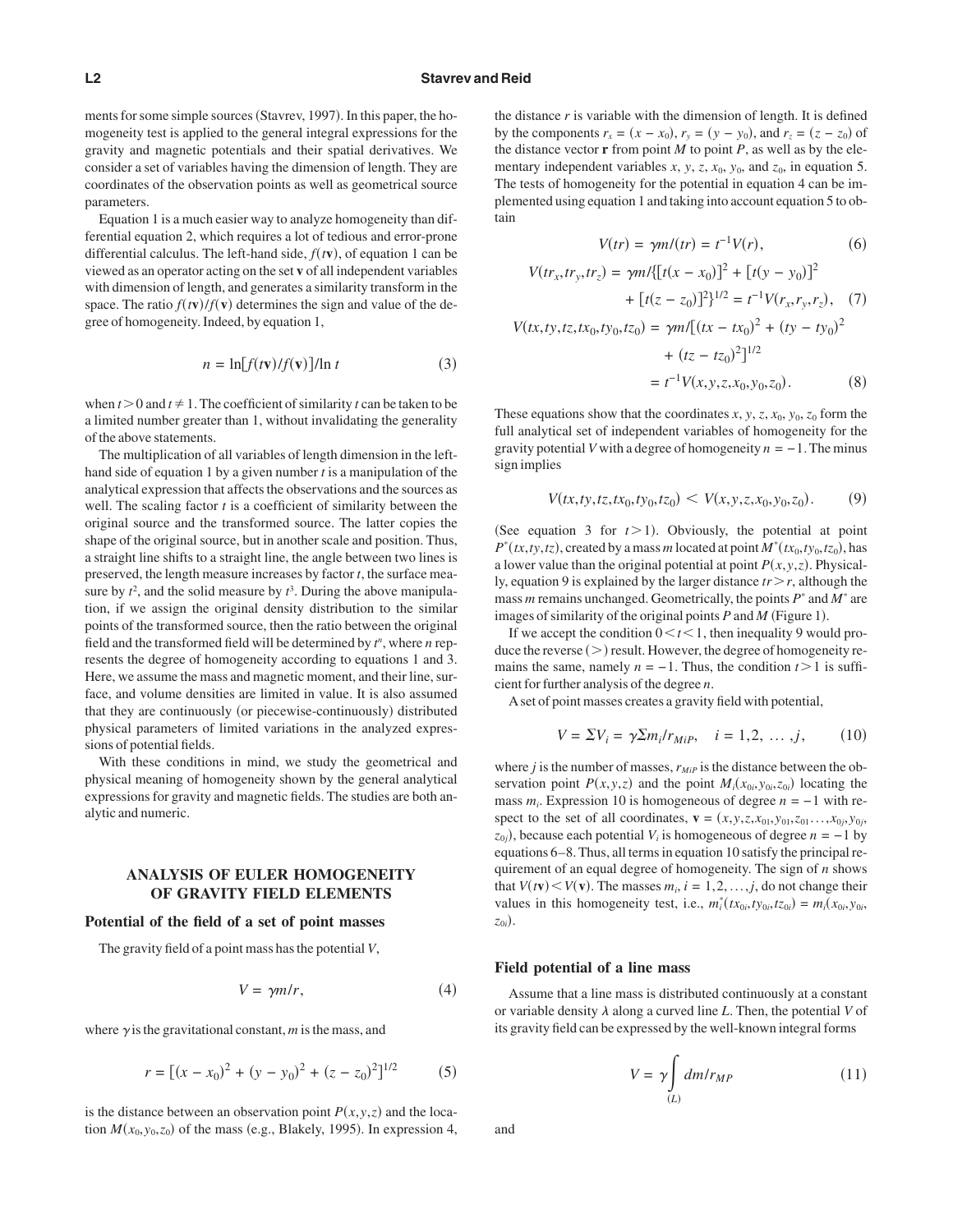ments for some simple sources (Stavrev, 1997). In this paper, the homogeneity test is applied to the general integral expressions for the gravity and magnetic potentials and their spatial derivatives. We consider a set of variables having the dimension of length. They are coordinates of the observation points as well as geometrical source parameters.

Equation 1 is a much easier way to analyze homogeneity than differential equation 2, which requires a lot of tedious and error-prone differential calculus. The left-hand side, $f(t\mathbf{v})$, of equation 1 can be viewed as an operator acting on the set $\mathbf{v}$ of all independent variables with dimension of length, and generates a similarity transform in the space. The ratio $f(t\mathbf{v})/f(\mathbf{v})$ determines the sign and value of the degree of homogeneity. Indeed, by equation 1,

$$n = \ln[f(t\mathbf{v})/f(\mathbf{v})]/\ln t \tag{3}$$

when $t > 0$ and $t \neq 1$. The coefficient of similarity $t$ can be taken to be a limited number greater than 1, without invalidating the generality of the above statements.

The multiplication of all variables of length dimension in the left-hand side of equation 1 by a given number $t$ is a manipulation of the analytical expression that affects the observations and the sources as well. The scaling factor $t$ is a coefficient of similarity between the original source and the transformed source. The latter copies the shape of the original source, but in another scale and position. Thus, a straight line shifts to a straight line, the angle between two lines is preserved, the length measure increases by factor $t$, the surface measure by $t^2$, and the solid measure by $t^3$. During the above manipulation, if we assign the original density distribution to the similar points of the transformed source, then the ratio between the original field and the transformed field will be determined by $t^n$, where $n$ represents the degree of homogeneity according to equations 1 and 3. Here, we assume the mass and magnetic moment, and their line, surface, and volume densities are limited in value. It is also assumed that they are continuously (or piecewise-continuously) distributed physical parameters of limited variations in the analyzed expressions of potential fields.

With these conditions in mind, we study the geometrical and physical meaning of homogeneity shown by the general analytical expressions for gravity and magnetic fields. The studies are both analytic and numeric.

## ANALYSIS OF EULER HOMOGENEITY OF GRAVITY FIELD ELEMENTS

### Potential of the field of a set of point masses

The gravity field of a point mass has the potential $V$,

$$V = \gamma m/r, \tag{4}$$

where $\gamma$ is the gravitational constant, $m$ is the mass, and

$$r = [(x - x_0)^2 + (y - y_0)^2 + (z - z_0)^2]^{1/2} \tag{5}$$

is the distance between an observation point $P(x,y,z)$ and the location $M(x_0,y_0,z_0)$ of the mass (e.g., Blakely, 1995). In expression 4, the distance $r$ is variable with the dimension of length. It is defined by the components $r_x = (x - x_0)$, $r_y = (y - y_0)$, and $r_z = (z - z_0)$ of the distance vector $\mathbf{r}$ from point $M$ to point $P$, as well as by the elementary independent variables $x$, $y$, $z$, $x_0$, $y_0$, and $z_0$, in equation 5. The tests of homogeneity for the potential in equation 4 can be implemented using equation 1 and taking into account equation 5 to obtain

$$V(tr) = \gamma m/(tr) = t^{-1}V(r), \tag{6}$$

$$V(tr_x,tr_y,tr_z) = \gamma m/\{[t(x - x_0)]^2 + [t(y - y_0)]^2 + [t(z - z_0)]^2\}^{1/2} = t^{-1}V(r_x,r_y,r_z), \tag{7}$$

$$V(tx,ty,tz,tx_0,ty_0,tz_0) = \gamma m/[(tx - tx_0)^2 + (ty - ty_0)^2 + (tz - tz_0)^2]^{1/2} = t^{-1}V(x,y,z,x_0,y_0,z_0). \tag{8}$$

These equations show that the coordinates $x$, $y$, $z$, $x_0$, $y_0$, $z_0$ form the full analytical set of independent variables of homogeneity for the gravity potential $V$ with a degree of homogeneity $n = -1$. The minus sign implies

$$V(tx,ty,tz,tx_0,ty_0,tz_0) < V(x,y,z,x_0,y_0,z_0). \tag{9}$$

(See equation 3 for $t > 1$). Obviously, the potential at point $P^*(tx,ty,tz)$, created by a mass $m$ located at point $M^*(tx_0,ty_0,tz_0)$, has a lower value than the original potential at point $P(x,y,z)$. Physically, equation 9 is explained by the larger distance $tr > r$, although the mass $m$ remains unchanged. Geometrically, the points $P^*$ and $M^*$ are images of similarity of the original points $P$ and $M$ (Figure 1).

If we accept the condition $0 < t < 1$, then inequality 9 would produce the reverse ($>$) result. However, the degree of homogeneity remains the same, namely $n = -1$. Thus, the condition $t > 1$ is sufficient for further analysis of the degree $n$.

A set of point masses creates a gravity field with potential,

$$V = \Sigma V_i = \gamma \Sigma m_i/r_{M_iP}, \quad i = 1,2, \ldots, j, \tag{10}$$

where $j$ is the number of masses, $r_{M_iP}$ is the distance between the observation point $P(x,y,z)$ and the point $M_i(x_{0i},y_{0i},z_{0i})$ locating the mass $m_i$. Expression 10 is homogeneous of degree $n = -1$ with respect to the set of all coordinates, $\mathbf{v} = (x,y,z,x_{01},y_{01},z_{01}\ldots,x_{0j},y_{0j},z_{0j})$, because each potential $V_i$ is homogeneous of degree $n = -1$ by equations 6–8. Thus, all terms in equation 10 satisfy the principal requirement of an equal degree of homogeneity. The sign of $n$ shows that $V(t\mathbf{v}) < V(\mathbf{v})$. The masses $m_i$, $i = 1,2,\ldots,j$, do not change their values in this homogeneity test, i.e., $m_i^*(tx_{0i},ty_{0i},tz_{0i}) = m_i(x_{0i},y_{0i},z_{0i})$.

### Field potential of a line mass

Assume that a line mass is distributed continuously at a constant or variable density $\lambda$ along a curved line $L$. Then, the potential $V$ of its gravity field can be expressed by the well-known integral forms

$$V = \gamma \int_{(L)} dm/r_{MP} \tag{11}$$

and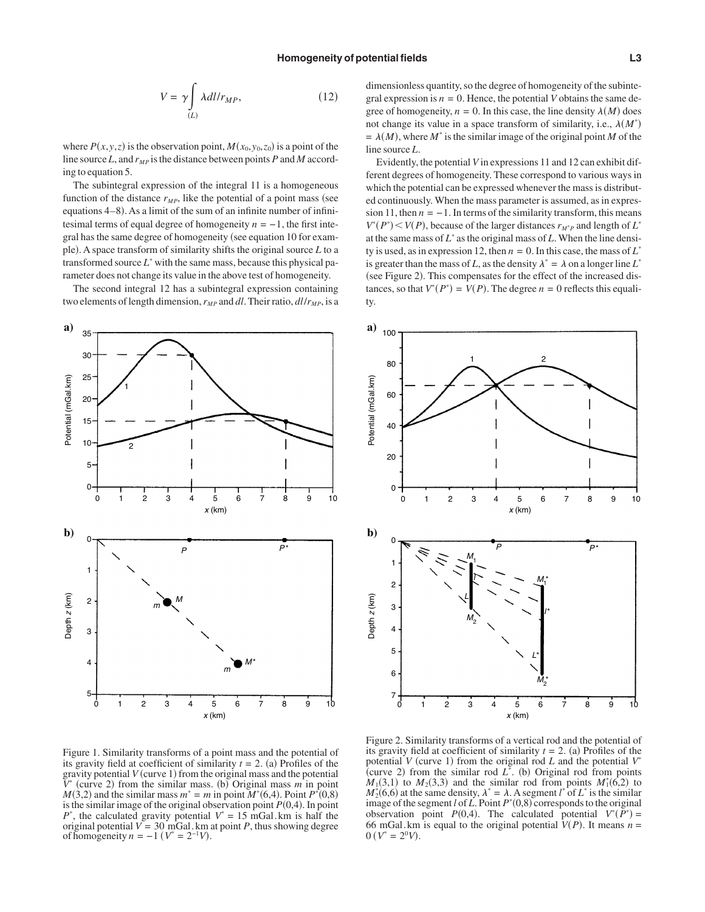$$V = \gamma \int_{(L)} \lambda dl / r_{MP}, \tag{12}$$

where $P(x,y,z)$ is the observation point, $M(x_0,y_0,z_0)$ is a point of the line source $L$, and $r_{MP}$ is the distance between points $P$ and $M$ according to equation 5.

The subintegral expression of the integral 11 is a homogeneous function of the distance $r_{MP}$, like the potential of a point mass (see equations 4–8). As a limit of the sum of an infinite number of infinitesimal terms of equal degree of homogeneity $n = -1$, the first integral has the same degree of homogeneity (see equation 10 for example). A space transform of similarity shifts the original source $L$ to a transformed source $L^*$ with the same mass, because this physical parameter does not change its value in the above test of homogeneity.

The second integral 12 has a subintegral expression containing two elements of length dimension, $r_{MP}$ and $dl$. Their ratio, $dl/r_{MP}$, is a dimensionless quantity, so the degree of homogeneity of the subintegral expression is $n = 0$. Hence, the potential $V$ obtains the same degree of homogeneity, $n = 0$. In this case, the line density $\lambda(M)$ does not change its value in a space transform of similarity, i.e., $\lambda(M^*) = \lambda(M)$, where $M^*$ is the similar image of the original point $M$ of the line source $L$.

Evidently, the potential $V$ in expressions 11 and 12 can exhibit different degrees of homogeneity. These correspond to various ways in which the potential can be expressed whenever the mass is distributed continuously. When the mass parameter is assumed, as in expression 11, then $n = -1$. In terms of the similarity transform, this means $V^*(P^*) < V(P)$, because of the larger distances $r_{M^*P}$ and length of $L^*$ at the same mass of $L^*$ as the original mass of $L$. When the line density is used, as in expression 12, then $n = 0$. In this case, the mass of $L^*$ is greater than the mass of $L$, as the density $\lambda^* = \lambda$ on a longer line $L^*$ (see Figure 2). This compensates for the effect of the increased distances, so that $V^*(P^*) = V(P)$. The degree $n = 0$ reflects this equality.

Figure 1. Similarity transforms of a point mass and the potential of its gravity field at coefficient of similarity $t = 2$. (a) Profiles of the gravity potential $V$ (curve 1) from the original mass and the potential $V^*$ (curve 2) from the similar mass. (b) Original mass $m$ in point $M(3,2)$ and the similar mass $m^* = m$ in point $M^*(6,4)$. Point $P^*(0,8)$ is the similar image of the original observation point $P(0,4)$. In point $P^*$, the calculated gravity potential $V^* = 15$ mGal.km is half the original potential $V = 30$ mGal.km at point $P$, thus showing degree of homogeneity $n = -1$ ($V^* = 2^{-1}V$).

Figure 2. Similarity transforms of a vertical rod and the potential of its gravity field at coefficient of similarity $t = 2$. (a) Profiles of the potential $V$ (curve 1) from the original rod $L$ and the potential $V^*$ (curve 2) from the similar rod $L^*$. (b) Original rod from points $M_1(3,1)$ to $M_2(3,3)$ and the similar rod from points $M_1^*(6,2)$ to $M_2^*(6,6)$ at the same density, $\lambda^* = \lambda$. A segment $l^*$ of $L^*$ is the similar image of the segment $l$ of $L$. Point $P^*(0,8)$ corresponds to the original observation point $P(0,4)$. The calculated potential $V^*(P^*) = 66$ mGal.km is equal to the original potential $V(P)$. It means $n = 0$ ($V^* = 2^0V$).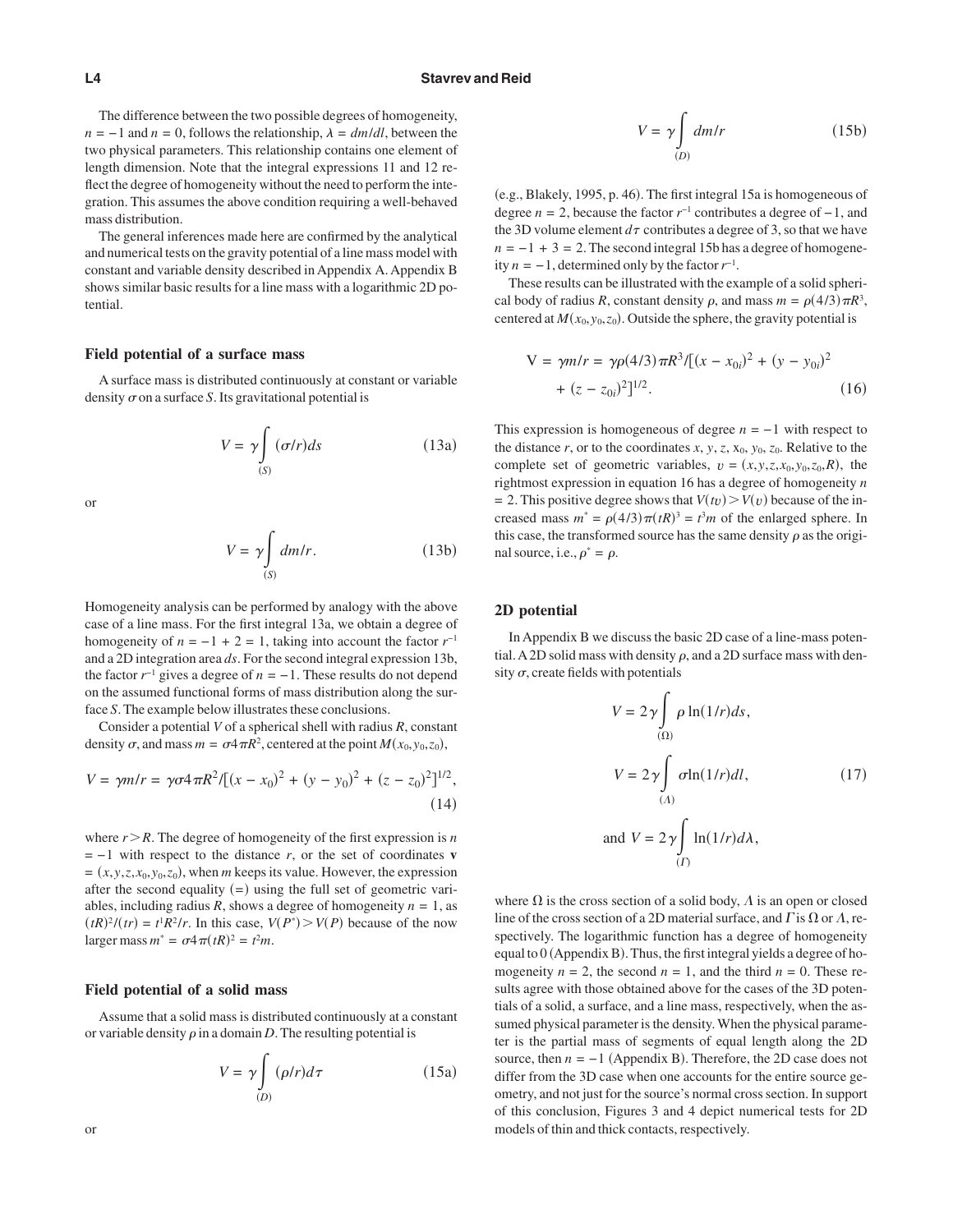The difference between the two possible degrees of homogeneity, $n = -1$ and $n = 0$, follows the relationship, $\lambda = dm/dl$, between the two physical parameters. This relationship contains one element of length dimension. Note that the integral expressions 11 and 12 reflect the degree of homogeneity without the need to perform the integration. This assumes the above condition requiring a well-behaved mass distribution.

The general inferences made here are confirmed by the analytical and numerical tests on the gravity potential of a line mass model with constant and variable density described in Appendix A. Appendix B shows similar basic results for a line mass with a logarithmic 2D potential.

### Field potential of a surface mass

A surface mass is distributed continuously at constant or variable density $\sigma$ on a surface $S$. Its gravitational potential is

$$V = \gamma \int_{(S)} (\sigma/r) ds \tag{13a}$$

or

$$V = \gamma \int_{(S)} dm/r. \tag{13b}$$

Homogeneity analysis can be performed by analogy with the above case of a line mass. For the first integral 13a, we obtain a degree of homogeneity of $n = -1 + 2 = 1$, taking into account the factor $r^{-1}$ and a 2D integration area $ds$. For the second integral expression 13b, the factor $r^{-1}$ gives a degree of $n = -1$. These results do not depend on the assumed functional forms of mass distribution along the surface $S$. The example below illustrates these conclusions.

Consider a potential $V$ of a spherical shell with radius $R$, constant density $\sigma$, and mass $m = \sigma 4\pi R^2$, centered at the point $M(x_0, y_0, z_0)$,

$$V = \gamma m/r = \gamma \sigma 4\pi R^2/[(x - x_0)^2 + (y - y_0)^2 + (z - z_0)^2]^{1/2}, \tag{14}$$

where $r > R$. The degree of homogeneity of the first expression is $n = -1$ with respect to the distance $r$, or the set of coordinates $\mathbf{v} = (x, y, z, x_0, y_0, z_0)$, when $m$ keeps its value. However, the expression after the second equality (=) using the full set of geometric variables, including radius $R$, shows a degree of homogeneity $n = 1$, as $(tR)^2/(tr) = t^1 R^2/r$. In this case, $V(P^*) > V(P)$ because of the now larger mass $m^* = \sigma 4\pi (tR)^2 = t^2 m$.

### Field potential of a solid mass

Assume that a solid mass is distributed continuously at a constant or variable density $\rho$ in a domain $D$. The resulting potential is

$$V = \gamma \int_{(D)} (\rho/r) d\tau \tag{15a}$$

or

$$V = \gamma \int_{(D)} dm/r \tag{15b}$$

(e.g., Blakely, 1995, p. 46). The first integral 15a is homogeneous of degree $n = 2$, because the factor $r^{-1}$ contributes a degree of $-1$, and the 3D volume element $d\tau$ contributes a degree of 3, so that we have $n = -1 + 3 = 2$. The second integral 15b has a degree of homogeneity $n = -1$, determined only by the factor $r^{-1}$.

These results can be illustrated with the example of a solid spherical body of radius $R$, constant density $\rho$, and mass $m = \rho(4/3)\pi R^3$, centered at $M(x_0, y_0, z_0)$. Outside the sphere, the gravity potential is

$$\mathrm{V} = \gamma m/r = \gamma \rho (4/3)\pi R^3/[(x - x_{0i})^2 + (y - y_{0i})^2 + (z - z_{0i})^2]^{1/2}. \tag{16}$$

This expression is homogeneous of degree $n = -1$ with respect to the distance $r$, or to the coordinates $x$, $y$, $z$, $x_0$, $y_0$, $z_0$. Relative to the complete set of geometric variables, $\upsilon = (x, y, z, x_0, y_0, z_0, R)$, the rightmost expression in equation 16 has a degree of homogeneity $n = 2$. This positive degree shows that $V(t\upsilon) > V(\upsilon)$ because of the increased mass $m^* = \rho(4/3)\pi(tR)^3 = t^3 m$ of the enlarged sphere. In this case, the transformed source has the same density $\rho$ as the original source, i.e., $\rho^* = \rho$.

### 2D potential

In Appendix B we discuss the basic 2D case of a line-mass potential. A 2D solid mass with density $\rho$, and a 2D surface mass with density $\sigma$, create fields with potentials

$$V = 2\gamma \int_{(\Omega)} \rho \ln(1/r) ds,$$
$$V = 2\gamma \int_{(\Lambda)} \sigma \ln(1/r) dl, \tag{17}$$
$$\text{and } V = 2\gamma \int_{(\Gamma)} \ln(1/r) d\lambda,$$

where $\Omega$ is the cross section of a solid body, $\Lambda$ is an open or closed line of the cross section of a 2D material surface, and $\Gamma$ is $\Omega$ or $\Lambda$, respectively. The logarithmic function has a degree of homogeneity equal to 0 (Appendix B). Thus, the first integral yields a degree of homogeneity $n = 2$, the second $n = 1$, and the third $n = 0$. These results agree with those obtained above for the cases of the 3D potentials of a solid, a surface, and a line mass, respectively, when the assumed physical parameter is the density. When the physical parameter is the partial mass of segments of equal length along the 2D source, then $n = -1$ (Appendix B). Therefore, the 2D case does not differ from the 3D case when one accounts for the entire source geometry, and not just for the source's normal cross section. In support of this conclusion, Figures 3 and 4 depict numerical tests for 2D models of thin and thick contacts, respectively.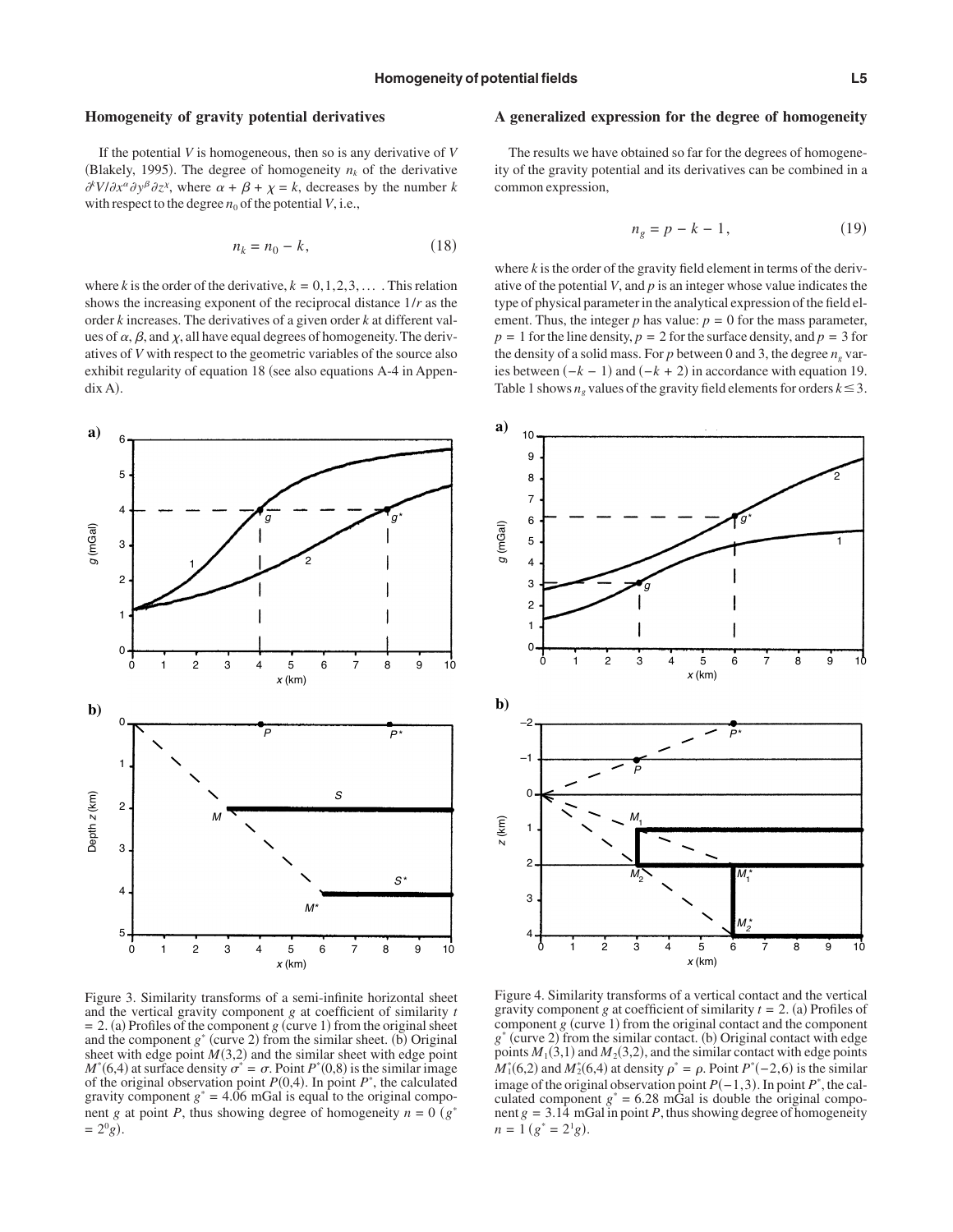## Homogeneity of gravity potential derivatives

If the potential $V$ is homogeneous, then so is any derivative of $V$ (Blakely, 1995). The degree of homogeneity $n_k$ of the derivative $\partial^k V/\partial x^\alpha \partial y^\beta \partial z^\chi$, where $\alpha + \beta + \chi = k$, decreases by the number $k$ with respect to the degree $n_0$ of the potential $V$, i.e.,

$$n_k = n_0 - k, \tag{18}$$

where $k$ is the order of the derivative, $k = 0,1,2,3,\ldots$ . This relation shows the increasing exponent of the reciprocal distance $1/r$ as the order $k$ increases. The derivatives of a given order $k$ at different values of $\alpha$, $\beta$, and $\chi$, all have equal degrees of homogeneity. The derivatives of $V$ with respect to the geometric variables of the source also exhibit regularity of equation 18 (see also equations A-4 in Appendix A).

## A generalized expression for the degree of homogeneity

The results we have obtained so far for the degrees of homogeneity of the gravity potential and its derivatives can be combined in a common expression,

$$n_g = p - k - 1, \tag{19}$$

where $k$ is the order of the gravity field element in terms of the derivative of the potential $V$, and $p$ is an integer whose value indicates the type of physical parameter in the analytical expression of the field element. Thus, the integer $p$ has value: $p = 0$ for the mass parameter, $p = 1$ for the line density, $p = 2$ for the surface density, and $p = 3$ for the density of a solid mass. For $p$ between 0 and 3, the degree $n_g$ varies between $(-k - 1)$ and $(-k + 2)$ in accordance with equation 19. Table 1 shows $n_g$ values of the gravity field elements for orders $k \leq 3$.

Figure 3. Similarity transforms of a semi-infinite horizontal sheet and the vertical gravity component $g$ at coefficient of similarity $t = 2$. (a) Profiles of the component $g$ (curve 1) from the original sheet and the component $g^*$ (curve 2) from the similar sheet. (b) Original sheet with edge point $M(3,2)$ and the similar sheet with edge point $M^*(6,4)$ at surface density $\sigma^* = \sigma$. Point $P^*(0,8)$ is the similar image of the original observation point $P(0,4)$. In point $P^*$, the calculated gravity component $g^* = 4.06$ mGal is equal to the original component $g$ at point $P$, thus showing degree of homogeneity $n = 0$ ($g^* = 2^0 g$).

Figure 4. Similarity transforms of a vertical contact and the vertical gravity component $g$ at coefficient of similarity $t = 2$. (a) Profiles of component $g$ (curve 1) from the original contact and the component $g^*$ (curve 2) from the similar contact. (b) Original contact with edge points $M_1(3,1)$ and $M_2(3,2)$, and the similar contact with edge points $M_1^*(6,2)$ and $M_2^*(6,4)$ at density $\rho^* = \rho$. Point $P^*(-2,6)$ is the similar image of the original observation point $P(-1,3)$. In point $P^*$, the calculated component $g^* = 6.28$ mGal is double the original component $g = 3.14$ mGal in point $P$, thus showing degree of homogeneity $n = 1$ ($g^* = 2^1 g$).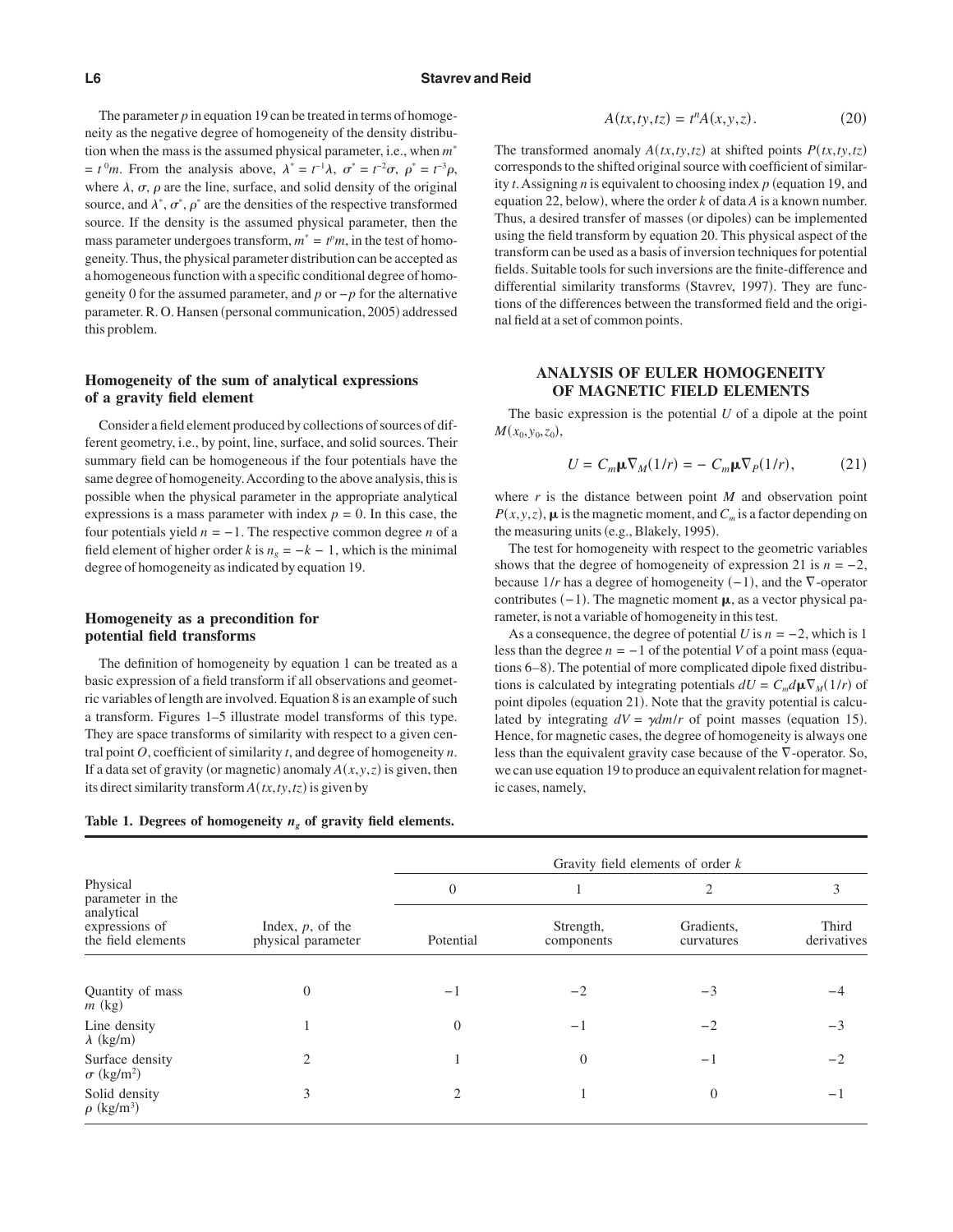The parameter $p$ in equation 19 can be treated in terms of homogeneity as the negative degree of homogeneity of the density distribution when the mass is the assumed physical parameter, i.e., when $m^* = t^0 m$. From the analysis above, $\lambda^* = t^{-1}\lambda$, $\sigma^* = t^{-2}\sigma$, $\rho^* = t^{-3}\rho$, where $\lambda$, $\sigma$, $\rho$ are the line, surface, and solid density of the original source, and $\lambda^*$, $\sigma^*$, $\rho^*$ are the densities of the respective transformed source. If the density is the assumed physical parameter, then the mass parameter undergoes transform, $m^* = t^p m$, in the test of homogeneity. Thus, the physical parameter distribution can be accepted as a homogeneous function with a specific conditional degree of homogeneity 0 for the assumed parameter, and $p$ or $-p$ for the alternative parameter. R. O. Hansen (personal communication, 2005) addressed this problem.

### Homogeneity of the sum of analytical expressions of a gravity field element

Consider a field element produced by collections of sources of different geometry, i.e., by point, line, surface, and solid sources. Their summary field can be homogeneous if the four potentials have the same degree of homogeneity. According to the above analysis, this is possible when the physical parameter in the appropriate analytical expressions is a mass parameter with index $p = 0$. In this case, the four potentials yield $n = -1$. The respective common degree $n$ of a field element of higher order $k$ is $n_g = -k - 1$, which is the minimal degree of homogeneity as indicated by equation 19.

### Homogeneity as a precondition for potential field transforms

The definition of homogeneity by equation 1 can be treated as a basic expression of a field transform if all observations and geometric variables of length are involved. Equation 8 is an example of such a transform. Figures 1–5 illustrate model transforms of this type. They are space transforms of similarity with respect to a given central point $O$, coefficient of similarity $t$, and degree of homogeneity $n$. If a data set of gravity (or magnetic) anomaly $A(x,y,z)$ is given, then its direct similarity transform $A(tx,ty,tz)$ is given by

$$A(tx,ty,tz) = t^n A(x,y,z). \tag{20}$$

The transformed anomaly $A(tx,ty,tz)$ at shifted points $P(tx,ty,tz)$ corresponds to the shifted original source with coefficient of similarity $t$. Assigning $n$ is equivalent to choosing index $p$ (equation 19, and equation 22, below), where the order $k$ of data $A$ is a known number. Thus, a desired transfer of masses (or dipoles) can be implemented using the field transform by equation 20. This physical aspect of the transform can be used as a basis of inversion techniques for potential fields. Suitable tools for such inversions are the finite-difference and differential similarity transforms (Stavrev, 1997). They are functions of the differences between the transformed field and the original field at a set of common points.

## ANALYSIS OF EULER HOMOGENEITY OF MAGNETIC FIELD ELEMENTS

The basic expression is the potential $U$ of a dipole at the point $M(x_0,y_0,z_0)$,

$$U = C_m \boldsymbol{\mu} \nabla_M (1/r) = -C_m \boldsymbol{\mu} \nabla_P (1/r), \tag{21}$$

where $r$ is the distance between point $M$ and observation point $P(x,y,z)$, $\boldsymbol{\mu}$ is the magnetic moment, and $C_m$ is a factor depending on the measuring units (e.g., Blakely, 1995).

The test for homogeneity with respect to the geometric variables shows that the degree of homogeneity of expression 21 is $n = -2$, because $1/r$ has a degree of homogeneity $(-1)$, and the $\nabla$-operator contributes $(-1)$. The magnetic moment $\boldsymbol{\mu}$, as a vector physical parameter, is not a variable of homogeneity in this test.

As a consequence, the degree of potential $U$ is $n = -2$, which is 1 less than the degree $n = -1$ of the potential $V$ of a point mass (equations 6–8). The potential of more complicated dipole fixed distributions is calculated by integrating potentials $dU = C_m d\boldsymbol{\mu} \nabla_M (1/r)$ of point dipoles (equation 21). Note that the gravity potential is calculated by integrating $dV = \gamma dm/r$ of point masses (equation 15). Hence, for magnetic cases, the degree of homogeneity is always one less than the equivalent gravity case because of the $\nabla$-operator. So, we can use equation 19 to produce an equivalent relation for magnetic cases, namely,

**Table 1. Degrees of homogeneity $n_g$ of gravity field elements.**

| Physical parameter in the analytical expressions of the field elements | Index, $p$, of the physical parameter | Gravity field elements of order $k$ | | | |
|---|---|---|---|---|---|
| | | 0 | 1 | 2 | 3 |
| | | Potential | Strength, components | Gradients, curvatures | Third derivatives |
| Quantity of mass $m$ (kg) | 0 | $-1$ | $-2$ | $-3$ | $-4$ |
| Line density $\lambda$ (kg/m) | 1 | 0 | $-1$ | $-2$ | $-3$ |
| Surface density $\sigma$ (kg/m$^2$) | 2 | 1 | 0 | $-1$ | $-2$ |
| Solid density $\rho$ (kg/m$^3$) | 3 | 2 | 1 | 0 | $-1$ |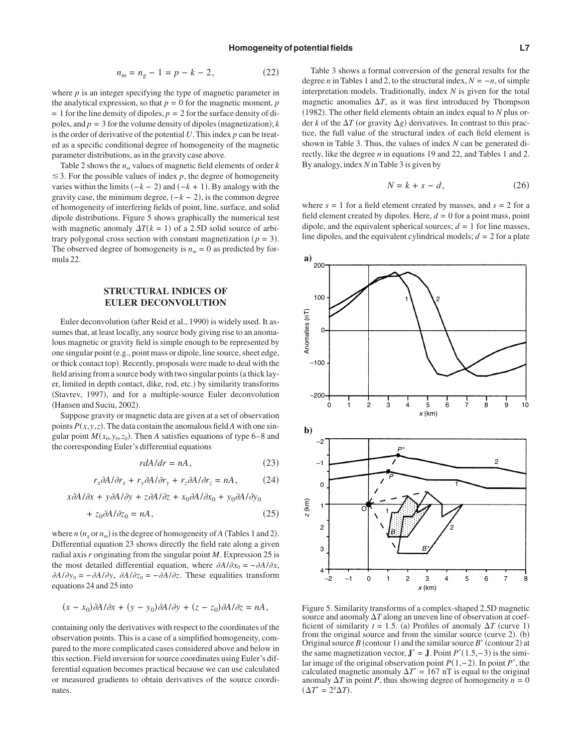$$n_m = n_g - 1 = p - k - 2, \tag{22}$$

where $p$ is an integer specifying the type of magnetic parameter in the analytical expression, so that $p = 0$ for the magnetic moment, $p = 1$ for the line density of dipoles, $p = 2$ for the surface density of dipoles, and $p = 3$ for the volume density of dipoles (magnetization); $k$ is the order of derivative of the potential $U$. This index $p$ can be treated as a specific conditional degree of homogeneity of the magnetic parameter distributions, as in the gravity case above.

Table 2 shows the $n_m$ values of magnetic field elements of order $k \leq 3$. For the possible values of index $p$, the degree of homogeneity varies within the limits $(-k - 2)$ and $(-k + 1)$. By analogy with the gravity case, the minimum degree, $(-k - 2)$, is the common degree of homogeneity of interfering fields of point, line, surface, and solid dipole distributions. Figure 5 shows graphically the numerical test with magnetic anomaly $\Delta T(k = 1)$ of a 2.5D solid source of arbitrary polygonal cross section with constant magnetization ($p = 3$). The observed degree of homogeneity is $n_m = 0$ as predicted by formula 22.

## STRUCTURAL INDICES OF EULER DECONVOLUTION

Euler deconvolution (after Reid et al., 1990) is widely used. It assumes that, at least locally, any source body giving rise to an anomalous magnetic or gravity field is simple enough to be represented by one singular point (e.g., point mass or dipole, line source, sheet edge, or thick contact top). Recently, proposals were made to deal with the field arising from a source body with two singular points (a thick layer, limited in depth contact, dike, rod, etc.) by similarity transforms (Stavrev, 1997), and for a multiple-source Euler deconvolution (Hansen and Suciu, 2002).

Suppose gravity or magnetic data are given at a set of observation points $P(x, y, z)$. The data contain the anomalous field $A$ with one singular point $M(x_0, y_0, z_0)$. Then $A$ satisfies equations of type 6–8 and the corresponding Euler's differential equations

$$r dA/dr = nA, \tag{23}$$

$$r_x \partial A/\partial r_x + r_y \partial A/\partial r_y + r_z \partial A/\partial r_z = nA, \tag{24}$$

$$x\partial A/\partial x + y\partial A/\partial y + z\partial A/\partial z + x_0\partial A/\partial x_0 + y_0\partial A/\partial y_0 + z_0\partial A/\partial z_0 = nA, \tag{25}$$

where $n$ ($n_g$ or $n_m$) is the degree of homogeneity of $A$ (Tables 1 and 2). Differential equation 23 shows directly the field rate along a given radial axis $r$ originating from the singular point $M$. Expression 25 is the most detailed differential equation, where $\partial A/\partial x_0 = -\partial A/\partial x$, $\partial A/\partial y_0 = -\partial A/\partial y$, $\partial A/\partial z_0 = -\partial A/\partial z$. These equalities transform equations 24 and 25 into

$$(x - x_0)\partial A/\partial x + (y - y_0)\partial A/\partial y + (z - z_0)\partial A/\partial z = nA,$$

containing only the derivatives with respect to the coordinates of the observation points. This is a case of a simplified homogeneity, compared to the more complicated cases considered above and below in this section. Field inversion for source coordinates using Euler's differential equation becomes practical because we can use calculated or measured gradients to obtain derivatives of the source coordinates.

Table 3 shows a formal conversion of the general results for the degree $n$ in Tables 1 and 2, to the structural index, $N = -n$, of simple interpretation models. Traditionally, index $N$ is given for the total magnetic anomalies $\Delta T$, as it was first introduced by Thompson (1982). The other field elements obtain an index equal to $N$ plus order $k$ of the $\Delta T$ (or gravity $\Delta g$) derivatives. In contrast to this practice, the full value of the structural index of each field element is shown in Table 3. Thus, the values of index $N$ can be generated directly, like the degree $n$ in equations 19 and 22, and Tables 1 and 2. By analogy, index $N$ in Table 3 is given by

$$N = k + s - d, \tag{26}$$

where $s = 1$ for a field element created by masses, and $s = 2$ for a field element created by dipoles. Here, $d = 0$ for a point mass, point dipole, and the equivalent spherical sources; $d = 1$ for line masses, line dipoles, and the equivalent cylindrical models; $d = 2$ for a plate

Figure 5. Similarity transforms of a complex-shaped 2.5D magnetic source and anomaly $\Delta T$ along an uneven line of observation at coefficient of similarity $t = 1.5$. (a) Profiles of anomaly $\Delta T$ (curve 1) from the original source and from the similar source (curve 2). (b) Original source $B$ (contour 1) and the similar source $B^*$ (contour 2) at the same magnetization vector, $\mathbf{J}^* = \mathbf{J}$. Point $P^*(1.5, -3)$ is the similar image of the original observation point $P(1, -2)$. In point $P^*$, the calculated magnetic anomaly $\Delta T^* = 167$ nT is equal to the original anomaly $\Delta T$ in point $P$, thus showing degree of homogeneity $n = 0$ ($\Delta T^* = 2^0 \Delta T$).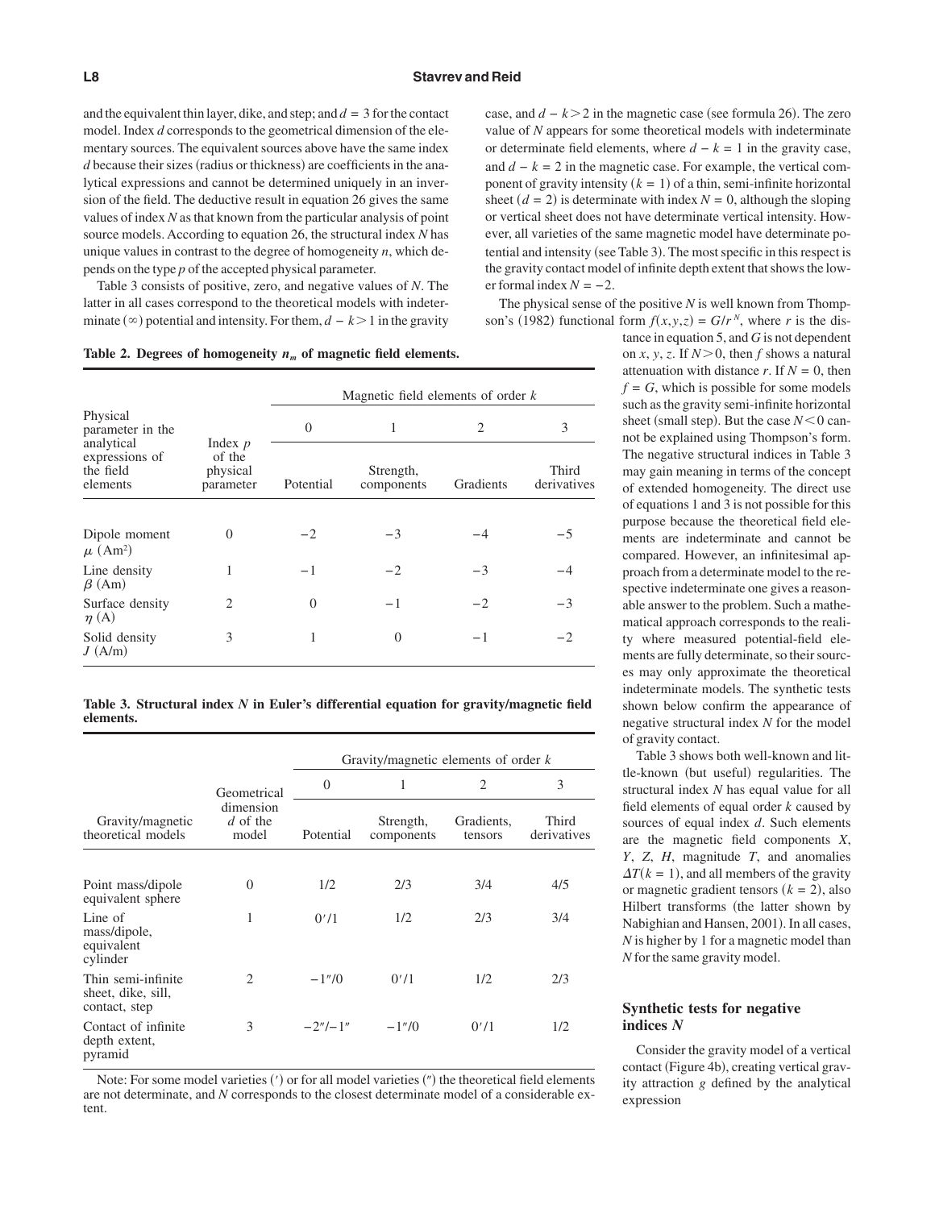and the equivalent thin layer, dike, and step; and $d = 3$ for the contact model. Index $d$ corresponds to the geometrical dimension of the elementary sources. The equivalent sources above have the same index $d$ because their sizes (radius or thickness) are coefficients in the analytical expressions and cannot be determined uniquely in an inversion of the field. The deductive result in equation 26 gives the same values of index $N$ as that known from the particular analysis of point source models. According to equation 26, the structural index $N$ has unique values in contrast to the degree of homogeneity $n$, which depends on the type $p$ of the accepted physical parameter.

Table 3 consists of positive, zero, and negative values of $N$. The latter in all cases correspond to the theoretical models with indeterminate ($\infty$) potential and intensity. For them, $d - k > 1$ in the gravity case, and $d - k > 2$ in the magnetic case (see formula 26). The zero value of $N$ appears for some theoretical models with indeterminate or determinate field elements, where $d - k = 1$ in the gravity case, and $d - k = 2$ in the magnetic case. For example, the vertical component of gravity intensity ($k = 1$) of a thin, semi-infinite horizontal sheet ($d = 2$) is determinate with index $N = 0$, although the sloping or vertical sheet does not have determinate vertical intensity. However, all varieties of the same magnetic model have determinate potential and intensity (see Table 3). The most specific in this respect is the gravity contact model of infinite depth extent that shows the lower formal index $N = -2$.

**Table 2. Degrees of homogeneity $n_m$ of magnetic field elements.**

| Physical parameter in the analytical expressions of the field elements | Index $p$ of the physical parameter | Magnetic field elements of order $k$ | | | |
|---|---|---|---|---|---|
| | | 0 | 1 | 2 | 3 |
| | | Potential | Strength, components | Gradients | Third derivatives |
| Dipole moment $\mu$ (Am$^2$) | 0 | −2 | −3 | −4 | −5 |
| Line density $\beta$ (Am) | 1 | −1 | −2 | −3 | −4 |
| Surface density $\eta$ (A) | 2 | 0 | −1 | −2 | −3 |
| Solid density $J$ (A/m) | 3 | 1 | 0 | −1 | −2 |

**Table 3. Structural index $N$ in Euler's differential equation for gravity/magnetic field elements.**

| Gravity/magnetic theoretical models | Geometrical dimension $d$ of the model | Gravity/magnetic elements of order $k$ | | | |
|---|---|---|---|---|---|
| | | 0 | 1 | 2 | 3 |
| | | Potential | Strength, components | Gradients, tensors | Third derivatives |
| Point mass/dipole equivalent sphere | 0 | 1/2 | 2/3 | 3/4 | 4/5 |
| Line of mass/dipole, equivalent cylinder | 1 | 0′/1 | 1/2 | 2/3 | 3/4 |
| Thin semi-infinite sheet, dike, sill, contact, step | 2 | −1″/0 | 0′/1 | 1/2 | 2/3 |
| Contact of infinite depth extent, pyramid | 3 | −2″/−1″ | −1″/0 | 0′/1 | 1/2 |

Note: For some model varieties (′) or for all model varieties (″) the theoretical field elements are not determinate, and $N$ corresponds to the closest determinate model of a considerable extent.

The physical sense of the positive $N$ is well known from Thompson's (1982) functional form $f(x,y,z) = G/r^N$, where $r$ is the distance in equation 5, and $G$ is not dependent on $x$, $y$, $z$. If $N > 0$, then $f$ shows a natural attenuation with distance $r$. If $N = 0$, then $f = G$, which is possible for some models such as the gravity semi-infinite horizontal sheet (small step). But the case $N < 0$ cannot be explained using Thompson's form. The negative structural indices in Table 3 may gain meaning in terms of the concept of extended homogeneity. The direct use of equations 1 and 3 is not possible for this purpose because the theoretical field elements are indeterminate and cannot be compared. However, an infinitesimal approach from a determinate model to the respective indeterminate one gives a reasonable answer to the problem. Such a mathematical approach corresponds to the reality where measured potential-field elements are fully determinate, so their sources may only approximate the theoretical indeterminate models. The synthetic tests shown below confirm the appearance of negative structural index $N$ for the model of gravity contact.

Table 3 shows both well-known and little-known (but useful) regularities. The structural index $N$ has equal value for all field elements of equal order $k$ caused by sources of equal index $d$. Such elements are the magnetic field components $X$, $Y$, $Z$, $H$, magnitude $T$, and anomalies $\Delta T (k = 1)$, and all members of the gravity or magnetic gradient tensors ($k = 2$), also Hilbert transforms (the latter shown by Nabighian and Hansen, 2001). In all cases, $N$ is higher by 1 for a magnetic model than $N$ for the same gravity model.

## Synthetic tests for negative indices $N$

Consider the gravity model of a vertical contact (Figure 4b), creating vertical gravity attraction $g$ defined by the analytical expression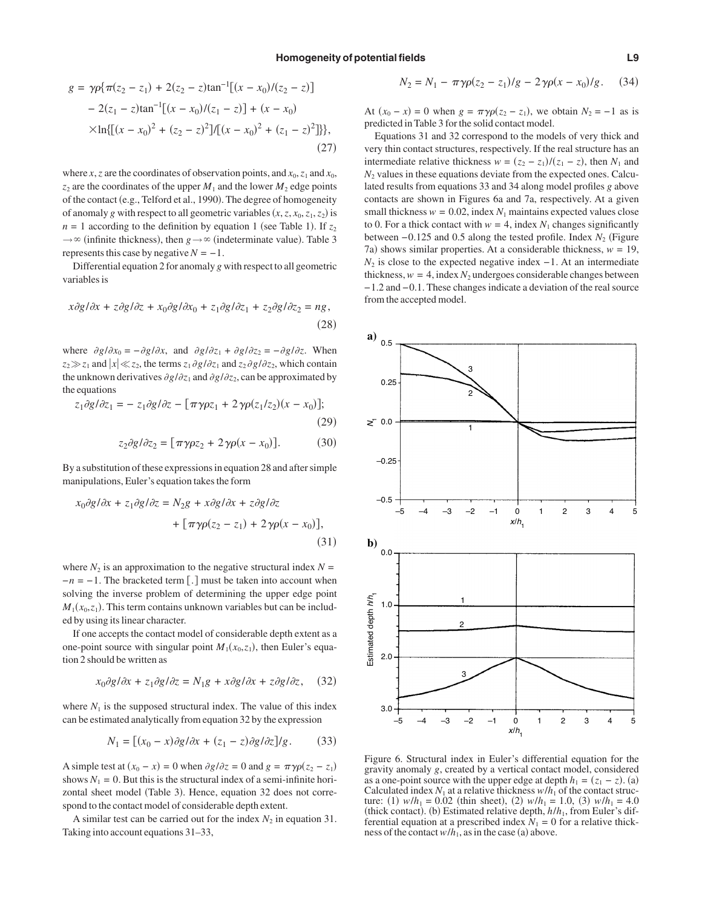$$g = \gamma\rho\{\pi(z_2 - z_1) + 2(z_2 - z)\tan^{-1}[(x - x_0)/(z_2 - z)] - 2(z_1 - z)\tan^{-1}[(x - x_0)/(z_1 - z)] + (x - x_0) \times \ln\{[(x - x_0)^2 + (z_2 - z)^2]/[(x - x_0)^2 + (z_1 - z)^2]\}\}, \tag{27}$$

where $x$, $z$ are the coordinates of observation points, and $x_0$, $z_1$ and $x_0$, $z_2$ are the coordinates of the upper $M_1$ and the lower $M_2$ edge points of the contact (e.g., Telford et al., 1990). The degree of homogeneity of anomaly $g$ with respect to all geometric variables $(x, z, x_0, z_1, z_2)$ is $n = 1$ according to the definition by equation 1 (see Table 1). If $z_2 \to \infty$ (infinite thickness), then $g \to \infty$ (indeterminate value). Table 3 represents this case by negative $N = -1$.

Differential equation 2 for anomaly $g$ with respect to all geometric variables is

$$x\partial g/\partial x + z\partial g/\partial z + x_0\partial g/\partial x_0 + z_1\partial g/\partial z_1 + z_2\partial g/\partial z_2 = ng, \tag{28}$$

where $\partial g/\partial x_0 = -\partial g/\partial x$, and $\partial g/\partial z_1 + \partial g/\partial z_2 = -\partial g/\partial z$. When $z_2 \gg z_1$ and $|x| \ll z_2$, the terms $z_1\partial g/\partial z_1$ and $z_2\partial g/\partial z_2$, which contain the unknown derivatives $\partial g/\partial z_1$ and $\partial g/\partial z_2$, can be approximated by the equations

$$z_1\partial g/\partial z_1 = -z_1\partial g/\partial z - [\pi\gamma\rho z_1 + 2\gamma\rho(z_1/z_2)(x - x_0)]; \tag{29}$$

$$z_2\partial g/\partial z_2 = [\pi\gamma\rho z_2 + 2\gamma\rho(x - x_0)]. \tag{30}$$

By a substitution of these expressions in equation 28 and after simple manipulations, Euler's equation takes the form

$$x_0\partial g/\partial x + z_1\partial g/\partial z = N_2 g + x\partial g/\partial x + z\partial g/\partial z + [\pi\gamma\rho(z_2 - z_1) + 2\gamma\rho(x - x_0)], \tag{31}$$

where $N_2$ is an approximation to the negative structural index $N = -n = -1$. The bracketed term [.] must be taken into account when solving the inverse problem of determining the upper edge point $M_1(x_0, z_1)$. This term contains unknown variables but can be included by using its linear character.

If one accepts the contact model of considerable depth extent as a one-point source with singular point $M_1(x_0, z_1)$, then Euler's equation 2 should be written as

$$x_0\partial g/\partial x + z_1\partial g/\partial z = N_1 g + x\partial g/\partial x + z\partial g/\partial z, \tag{32}$$

where $N_1$ is the supposed structural index. The value of this index can be estimated analytically from equation 32 by the expression

$$N_1 = [(x_0 - x)\partial g/\partial x + (z_1 - z)\partial g/\partial z]/g. \tag{33}$$

A simple test at $(x_0 - x) = 0$ when $\partial g/\partial z = 0$ and $g = \pi\gamma\rho(z_2 - z_1)$ shows $N_1 = 0$. But this is the structural index of a semi-infinite horizontal sheet model (Table 3). Hence, equation 32 does not correspond to the contact model of considerable depth extent.

A similar test can be carried out for the index $N_2$ in equation 31. Taking into account equations 31–33,

$$N_2 = N_1 - \pi\gamma\rho(z_2 - z_1)/g - 2\gamma\rho(x - x_0)/g. \tag{34}$$

At $(x_0 - x) = 0$ when $g = \pi\gamma\rho(z_2 - z_1)$, we obtain $N_2 = -1$ as is predicted in Table 3 for the solid contact model.

Equations 31 and 32 correspond to the models of very thick and very thin contact structures, respectively. If the real structure has an intermediate relative thickness $w = (z_2 - z_1)/(z_1 - z)$, then $N_1$ and $N_2$ values in these equations deviate from the expected ones. Calculated results from equations 33 and 34 along model profiles $g$ above contacts are shown in Figures 6a and 7a, respectively. At a given small thickness $w = 0.02$, index $N_1$ maintains expected values close to 0. For a thick contact with $w = 4$, index $N_1$ changes significantly between $-0.125$ and 0.5 along the tested profile. Index $N_2$ (Figure 7a) shows similar properties. At a considerable thickness, $w = 19$, $N_2$ is close to the expected negative index $-1$. At an intermediate thickness, $w = 4$, index $N_2$ undergoes considerable changes between $-1.2$ and $-0.1$. These changes indicate a deviation of the real source from the accepted model.

Figure 6. Structural index in Euler's differential equation for the gravity anomaly $g$, created by a vertical contact model, considered as a one-point source with the upper edge at depth $h_1 = (z_1 - z)$. (a) Calculated index $N_1$ at a relative thickness $w/h_1$ of the contact structure: (1) $w/h_1 = 0.02$ (thin sheet), (2) $w/h_1 = 1.0$, (3) $w/h_1 = 4.0$ (thick contact). (b) Estimated relative depth, $h/h_1$, from Euler's differential equation at a prescribed index $N_1 = 0$ for a relative thickness of the contact $w/h_1$, as in the case (a) above.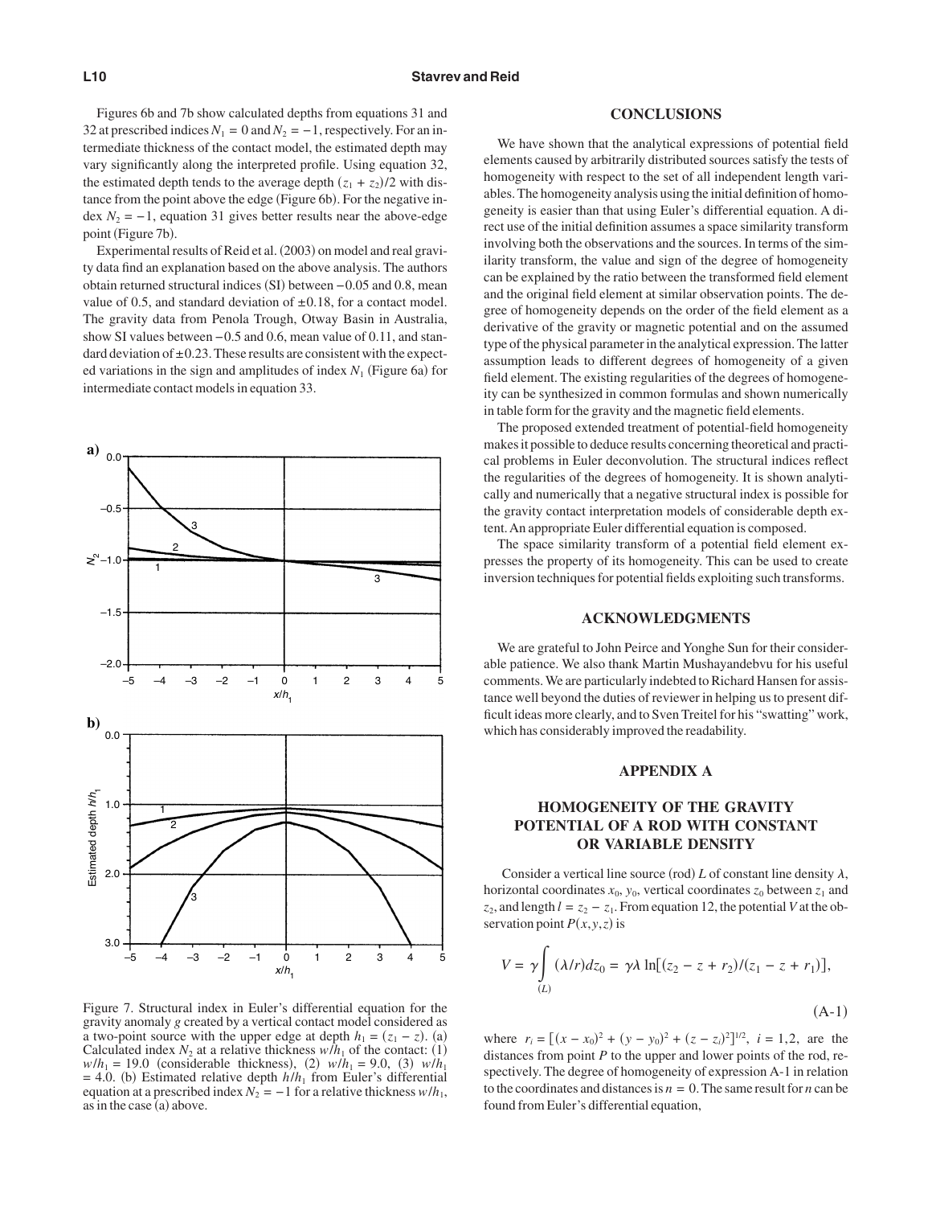Figures 6b and 7b show calculated depths from equations 31 and 32 at prescribed indices $N_1 = 0$ and $N_2 = -1$, respectively. For an intermediate thickness of the contact model, the estimated depth may vary significantly along the interpreted profile. Using equation 32, the estimated depth tends to the average depth $(z_1 + z_2)/2$ with distance from the point above the edge (Figure 6b). For the negative index $N_2 = -1$, equation 31 gives better results near the above-edge point (Figure 7b).

Experimental results of Reid et al. (2003) on model and real gravity data find an explanation based on the above analysis. The authors obtain returned structural indices (SI) between $-0.05$ and 0.8, mean value of 0.5, and standard deviation of $\pm 0.18$, for a contact model. The gravity data from Penola Trough, Otway Basin in Australia, show SI values between $-0.5$ and 0.6, mean value of 0.11, and standard deviation of $\pm 0.23$. These results are consistent with the expected variations in the sign and amplitudes of index $N_1$ (Figure 6a) for intermediate contact models in equation 33.

Figure 7. Structural index in Euler's differential equation for the gravity anomaly $g$ created by a vertical contact model considered as a two-point source with the upper edge at depth $h_1 = (z_1 - z)$. (a) Calculated index $N_2$ at a relative thickness $w/h_1$ of the contact: (1) $w/h_1 = 19.0$ (considerable thickness), (2) $w/h_1 = 9.0$, (3) $w/h_1 = 4.0$. (b) Estimated relative depth $h/h_1$ from Euler's differential equation at a prescribed index $N_2 = -1$ for a relative thickness $w/h_1$, as in the case (a) above.

## CONCLUSIONS

We have shown that the analytical expressions of potential field elements caused by arbitrarily distributed sources satisfy the tests of homogeneity with respect to the set of all independent length variables. The homogeneity analysis using the initial definition of homogeneity is easier than that using Euler's differential equation. A direct use of the initial definition assumes a space similarity transform involving both the observations and the sources. In terms of the similarity transform, the value and sign of the degree of homogeneity can be explained by the ratio between the transformed field element and the original field element at similar observation points. The degree of homogeneity depends on the order of the field element as a derivative of the gravity or magnetic potential and on the assumed type of the physical parameter in the analytical expression. The latter assumption leads to different degrees of homogeneity of a given field element. The existing regularities of the degrees of homogeneity can be synthesized in common formulas and shown numerically in table form for the gravity and the magnetic field elements.

The proposed extended treatment of potential-field homogeneity makes it possible to deduce results concerning theoretical and practical problems in Euler deconvolution. The structural indices reflect the regularities of the degrees of homogeneity. It is shown analytically and numerically that a negative structural index is possible for the gravity contact interpretation models of considerable depth extent. An appropriate Euler differential equation is composed.

The space similarity transform of a potential field element expresses the property of its homogeneity. This can be used to create inversion techniques for potential fields exploiting such transforms.

## ACKNOWLEDGMENTS

We are grateful to John Peirce and Yonghe Sun for their considerable patience. We also thank Martin Mushayandebvu for his useful comments. We are particularly indebted to Richard Hansen for assistance well beyond the duties of reviewer in helping us to present difficult ideas more clearly, and to Sven Treitel for his "swatting" work, which has considerably improved the readability.

## APPENDIX A

## HOMOGENEITY OF THE GRAVITY POTENTIAL OF A ROD WITH CONSTANT OR VARIABLE DENSITY

Consider a vertical line source (rod) $L$ of constant line density $\lambda$, horizontal coordinates $x_0$, $y_0$, vertical coordinates $z_0$ between $z_1$ and $z_2$, and length $l = z_2 - z_1$. From equation 12, the potential $V$ at the observation point $P(x, y, z)$ is

$$V = \gamma \int_{(L)} (\lambda / r) dz_0 = \gamma \lambda \ln[(z_2 - z + r_2)/(z_1 - z + r_1)], \tag{A-1}$$

where $r_i = [(x - x_0)^2 + (y - y_0)^2 + (z - z_i)^2]^{1/2}$, $i = 1,2$, are the distances from point $P$ to the upper and lower points of the rod, respectively. The degree of homogeneity of expression A-1 in relation to the coordinates and distances is $n = 0$. The same result for $n$ can be found from Euler's differential equation,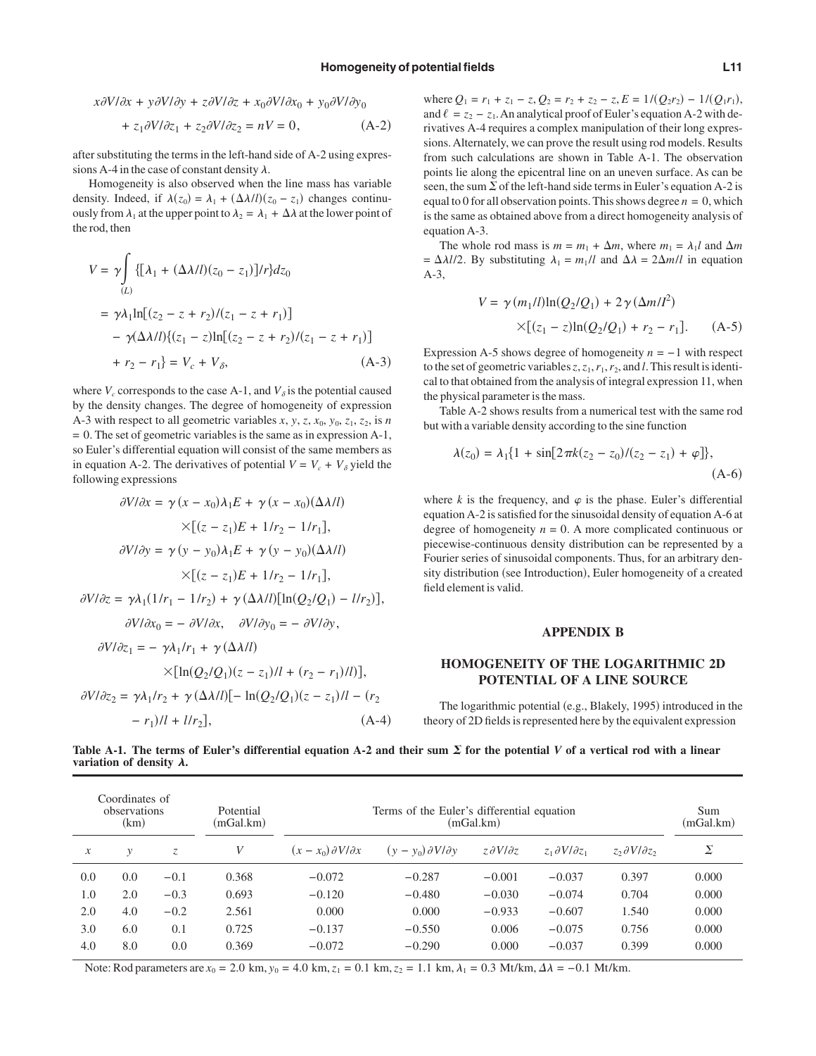$$x\partial V/\partial x + y\partial V/\partial y + z\partial V/\partial z + x_0\partial V/\partial x_0 + y_0\partial V/\partial y_0 + z_1\partial V/\partial z_1 + z_2\partial V/\partial z_2 = nV = 0, \qquad \text{(A-2)}$$

after substituting the terms in the left-hand side of A-2 using expressions A-4 in the case of constant density $\lambda$.

Homogeneity is also observed when the line mass has variable density. Indeed, if $\lambda(z_0) = \lambda_1 + (\Delta\lambda/l)(z_0 - z_1)$ changes continuously from $\lambda_1$ at the upper point to $\lambda_2 = \lambda_1 + \Delta\lambda$ at the lower point of the rod, then

$$\begin{aligned} V &= \gamma\int_{(L)} \{[\lambda_1 + (\Delta\lambda/l)(z_0 - z_1)]/r\}dz_0 \\ &= \gamma\lambda_1 \ln[(z_2 - z + r_2)/(z_1 - z + r_1)] \\ &\quad - \gamma(\Delta\lambda/l)\{(z_1 - z)\ln[(z_2 - z + r_2)/(z_1 - z + r_1)] \\ &\quad + r_2 - r_1\} = V_c + V_\delta, \end{aligned} \qquad \text{(A-3)}$$

where $V_c$ corresponds to the case A-1, and $V_\delta$ is the potential caused by the density changes. The degree of homogeneity of expression A-3 with respect to all geometric variables $x$, $y$, $z$, $x_0$, $y_0$, $z_1$, $z_2$, is $n = 0$. The set of geometric variables is the same as in expression A-1, so Euler's differential equation will consist of the same members as in equation A-2. The derivatives of potential $V = V_c + V_\delta$ yield the following expressions

$$\begin{aligned} \partial V/\partial x &= \gamma(x - x_0)\lambda_1 E + \gamma(x - x_0)(\Delta\lambda/l) \\ &\quad \times[(z - z_1)E + 1/r_2 - 1/r_1], \\ \partial V/\partial y &= \gamma(y - y_0)\lambda_1 E + \gamma(y - y_0)(\Delta\lambda/l) \\ &\quad \times[(z - z_1)E + 1/r_2 - 1/r_1], \\ \partial V/\partial z &= \gamma\lambda_1(1/r_1 - 1/r_2) + \gamma(\Delta\lambda/l)[\ln(Q_2/Q_1) - l/r_2)], \\ \partial V/\partial x_0 &= -\partial V/\partial x, \quad \partial V/\partial y_0 = -\partial V/\partial y, \\ \partial V/\partial z_1 &= -\gamma\lambda_1/r_1 + \gamma(\Delta\lambda/l) \\ &\quad \times[\ln(Q_2/Q_1)(z - z_1)/l + (r_2 - r_1)/l)], \\ \partial V/\partial z_2 &= \gamma\lambda_1/r_2 + \gamma(\Delta\lambda/l)[-\ln(Q_2/Q_1)(z - z_1)/l - (r_2 \\ &\quad - r_1)/l + l/r_2], \end{aligned} \qquad \text{(A-4)}$$

where $Q_1 = r_1 + z_1 - z$, $Q_2 = r_2 + z_2 - z$, $E = 1/(Q_2r_2) - 1/(Q_1r_1)$, and $\ell = z_2 - z_1$. An analytical proof of Euler's equation A-2 with derivatives A-4 requires a complex manipulation of their long expressions. Alternately, we can prove the result using rod models. Results from such calculations are shown in Table A-1. The observation points lie along the epicentral line on an uneven surface. As can be seen, the sum $\Sigma$ of the left-hand side terms in Euler's equation A-2 is equal to 0 for all observation points. This shows degree $n = 0$, which is the same as obtained above from a direct homogeneity analysis of equation A-3.

The whole rod mass is $m = m_1 + \Delta m$, where $m_1 = \lambda_1 l$ and $\Delta m = \Delta\lambda l/2$. By substituting $\lambda_1 = m_1/l$ and $\Delta\lambda = 2\Delta m/l$ in equation A-3,

$$V = \gamma(m_1/l)\ln(Q_2/Q_1) + 2\gamma(\Delta m/l^2) \times[(z_1 - z)\ln(Q_2/Q_1) + r_2 - r_1]. \qquad \text{(A-5)}$$

Expression A-5 shows degree of homogeneity $n = -1$ with respect to the set of geometric variables $z$, $z_1$, $r_1$, $r_2$, and $l$. This result is identical to that obtained from the analysis of integral expression 11, when the physical parameter is the mass.

Table A-2 shows results from a numerical test with the same rod but with a variable density according to the sine function

$$\lambda(z_0) = \lambda_1\{1 + \sin[2\pi k(z_2 - z_0)/(z_2 - z_1) + \varphi]\}, \qquad \text{(A-6)}$$

where $k$ is the frequency, and $\varphi$ is the phase. Euler's differential equation A-2 is satisfied for the sinusoidal density of equation A-6 at degree of homogeneity $n = 0$. A more complicated continuous or piecewise-continuous density distribution can be represented by a Fourier series of sinusoidal components. Thus, for an arbitrary density distribution (see Introduction), Euler homogeneity of a created field element is valid.

## APPENDIX B

## HOMOGENEITY OF THE LOGARITHMIC 2D POTENTIAL OF A LINE SOURCE

The logarithmic potential (e.g., Blakely, 1995) introduced in the theory of 2D fields is represented here by the equivalent expression

**Table A-1. The terms of Euler's differential equation A-2 and their sum $\Sigma$ for the potential $V$ of a vertical rod with a linear variation of density $\lambda$.**

| Coordinates of observations (km) | | | Potential (mGal.km) | Terms of the Euler's differential equation (mGal.km) | | | | | Sum (mGal.km) |
|---|---|---|---|---|---|---|---|---|---|
| $x$ | $y$ | $z$ | $V$ | $(x - x_0)\partial V/\partial x$ | $(y - y_0)\partial V/\partial y$ | $z\partial V/\partial z$ | $z_1\partial V/\partial z_1$ | $z_2\partial V/\partial z_2$ | $\Sigma$ |
| 0.0 | 0.0 | −0.1 | 0.368 | −0.072 | −0.287 | −0.001 | −0.037 | 0.397 | 0.000 |
| 1.0 | 2.0 | −0.3 | 0.693 | −0.120 | −0.480 | −0.030 | −0.074 | 0.704 | 0.000 |
| 2.0 | 4.0 | −0.2 | 2.561 | 0.000 | 0.000 | −0.933 | −0.607 | 1.540 | 0.000 |
| 3.0 | 6.0 | 0.1 | 0.725 | −0.137 | −0.550 | 0.006 | −0.075 | 0.756 | 0.000 |
| 4.0 | 8.0 | 0.0 | 0.369 | −0.072 | −0.290 | 0.000 | −0.037 | 0.399 | 0.000 |

Note: Rod parameters are $x_0 = 2.0$ km, $y_0 = 4.0$ km, $z_1 = 0.1$ km, $z_2 = 1.1$ km, $\lambda_1 = 0.3$ Mt/km, $\Delta\lambda = -0.1$ Mt/km.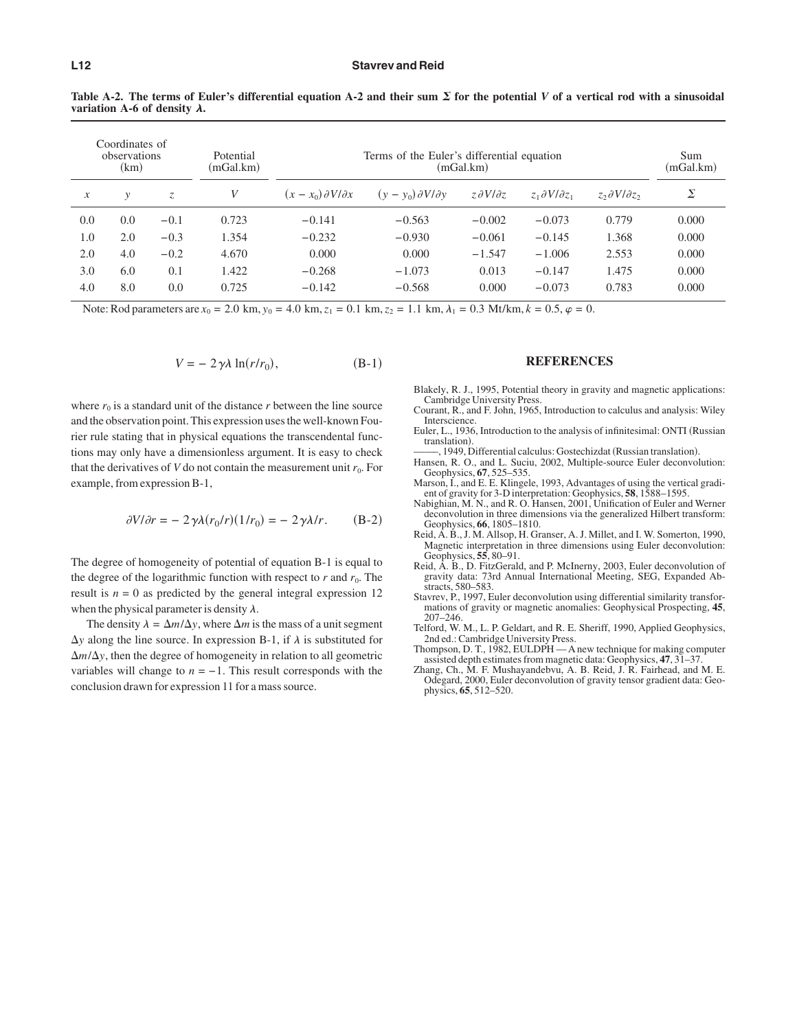**Table A-2. The terms of Euler's differential equation A-2 and their sum Σ for the potential *V* of a vertical rod with a sinusoidal variation A-6 of density λ.**

| Coordinates of observations (km) | | | Potential (mGal.km) | Terms of the Euler's differential equation (mGal.km) | | | | | Sum (mGal.km) |
|---|---|---|---|---|---|---|---|---|---|
| $x$ | $y$ | $z$ | $V$ | $(x - x_0)\,\partial V/\partial x$ | $(y - y_0)\,\partial V/\partial y$ | $z\,\partial V/\partial z$ | $z_1\,\partial V/\partial z_1$ | $z_2\,\partial V/\partial z_2$ | $\Sigma$ |
| 0.0 | 0.0 | −0.1 | 0.723 | −0.141 | −0.563 | −0.002 | −0.073 | 0.779 | 0.000 |
| 1.0 | 2.0 | −0.3 | 1.354 | −0.232 | −0.930 | −0.061 | −0.145 | 1.368 | 0.000 |
| 2.0 | 4.0 | −0.2 | 4.670 | 0.000 | 0.000 | −1.547 | −1.006 | 2.553 | 0.000 |
| 3.0 | 6.0 | 0.1 | 1.422 | −0.268 | −1.073 | 0.013 | −0.147 | 1.475 | 0.000 |
| 4.0 | 8.0 | 0.0 | 0.725 | −0.142 | −0.568 | 0.000 | −0.073 | 0.783 | 0.000 |

Note: Rod parameters are $x_0$ = 2.0 km, $y_0$ = 4.0 km, $z_1$ = 0.1 km, $z_2$ = 1.1 km, $\lambda_1$ = 0.3 Mt/km, $k$ = 0.5, $\varphi$ = 0.

$$V = -\,2\gamma\lambda\,\ln(r/r_0), \qquad \text{(B-1)}$$

where $r_0$ is a standard unit of the distance $r$ between the line source and the observation point. This expression uses the well-known Fourier rule stating that in physical equations the transcendental functions may only have a dimensionless argument. It is easy to check that the derivatives of $V$ do not contain the measurement unit $r_0$. For example, from expression B-1,

$$\partial V/\partial r = -\,2\gamma\lambda(r_0/r)(1/r_0) = -\,2\gamma\lambda/r. \qquad \text{(B-2)}$$

The degree of homogeneity of potential of equation B-1 is equal to the degree of the logarithmic function with respect to $r$ and $r_0$. The result is $n = 0$ as predicted by the general integral expression 12 when the physical parameter is density $\lambda$.

The density $\lambda = \Delta m/\Delta y$, where $\Delta m$ is the mass of a unit segment $\Delta y$ along the line source. In expression B-1, if $\lambda$ is substituted for $\Delta m/\Delta y$, then the degree of homogeneity in relation to all geometric variables will change to $n = -1$. This result corresponds with the conclusion drawn for expression 11 for a mass source.

## REFERENCES

Blakely, R. J., 1995, Potential theory in gravity and magnetic applications: Cambridge University Press.

Courant, R., and F. John, 1965, Introduction to calculus and analysis: Wiley Interscience.

Euler, L., 1936, Introduction to the analysis of infinitesimal: ONTI (Russian translation).

———, 1949, Differential calculus: Gostechizdat (Russian translation).

Hansen, R. O., and L. Suciu, 2002, Multiple-source Euler deconvolution: Geophysics, **67**, 525–535.

Marson, I., and E. E. Klingele, 1993, Advantages of using the vertical gradient of gravity for 3-D interpretation: Geophysics, **58**, 1588–1595.

Nabighian, M. N., and R. O. Hansen, 2001, Unification of Euler and Werner deconvolution in three dimensions via the generalized Hilbert transform: Geophysics, **66**, 1805–1810.

Reid, A. B., J. M. Allsop, H. Granser, A. J. Millet, and I. W. Somerton, 1990, Magnetic interpretation in three dimensions using Euler deconvolution: Geophysics, **55**, 80–91.

Reid, A. B., D. FitzGerald, and P. McInerny, 2003, Euler deconvolution of gravity data: 73rd Annual International Meeting, SEG, Expanded Abstracts, 580–583.

Stavrev, P., 1997, Euler deconvolution using differential similarity transformations of gravity or magnetic anomalies: Geophysical Prospecting, **45**, 207–246.

Telford, W. M., L. P. Geldart, and R. E. Sheriff, 1990, Applied Geophysics, 2nd ed.: Cambridge University Press.

Thompson, D. T., 1982, EULDPH — A new technique for making computer assisted depth estimates from magnetic data: Geophysics, **47**, 31–37.

Zhang, Ch., M. F. Mushayandebvu, A. B. Reid, J. R. Fairhead, and M. E. Odegard, 2000, Euler deconvolution of gravity tensor gradient data: Geophysics, **65**, 512–520.